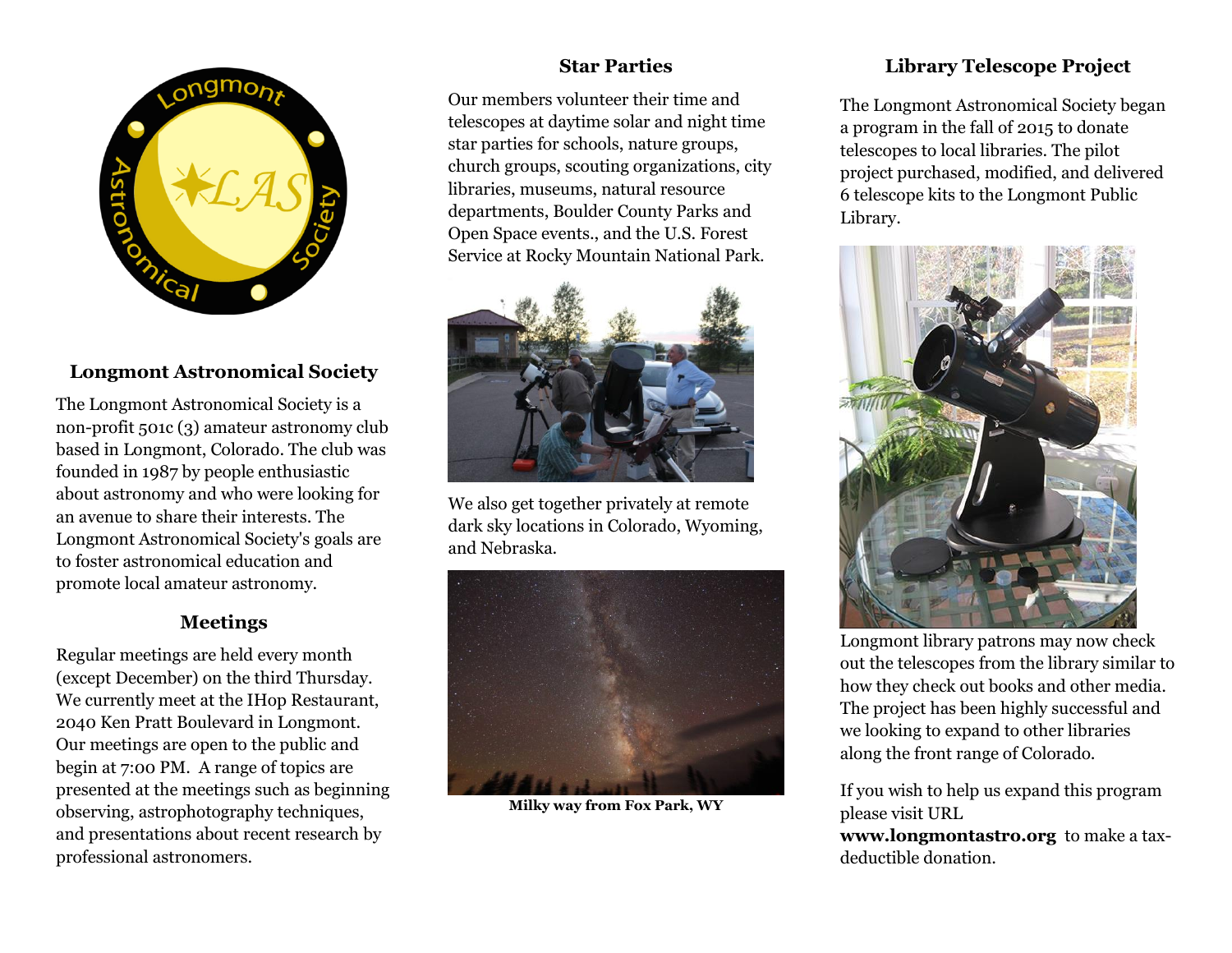## Longmont Astronomical Society

The Longmont Astronomical Society is a non-profit 501c (3) amateur astronomy club based in Longmont, Colorado. The club was founded in 1987 by people enthusiastic about astronomy and who were looking for an avenue to share their interests. The Longmont Astronomical Society's goals are to foster astronomical education and promote local amateur astronomy.

## Meetings

Regular meetings are held every month (except December) on the third Thursday. We currently meet at the IHop Restaurant, 2040 Ken Pratt Boulevard in Longmont. Our meetings are open to the public and begin at 7:00 PM. A range of topics are presented at the meetings such as beginning observing, astrophotography techniques, and presentations about recent research by professional astronomers.

## Star Parties

Our members volunteer their time and telescopes at daytime solar and night time star parties for schools, nature groups, church groups, scouting organizations, city libraries, museums, natural resource departments, Boulder County Parks and Open Space events., and the U.S. Forest Service at Rocky Mountain National Park.

We also get together privately at remote dark sky locations in Colorado, Wyoming, and Nebraska.

**Milky way from Fox Park, WY**

## Library Telescope Project

The Longmont Astronomical Society began a program in the fall of 2015 to donate telescopes to local libraries. The pilot project purchased, modified, and delivered 6 telescope kits to the Longmont Public Library.

Longmont library patrons may now check out the telescopes from the library similar to how they check out books and other media. The project has been highly successful and we looking to expand to other libraries along the front range of Colorado.

If you wish to help us expand this program please visit URL **www.longmontastro.org** to make a tax-deductible donation.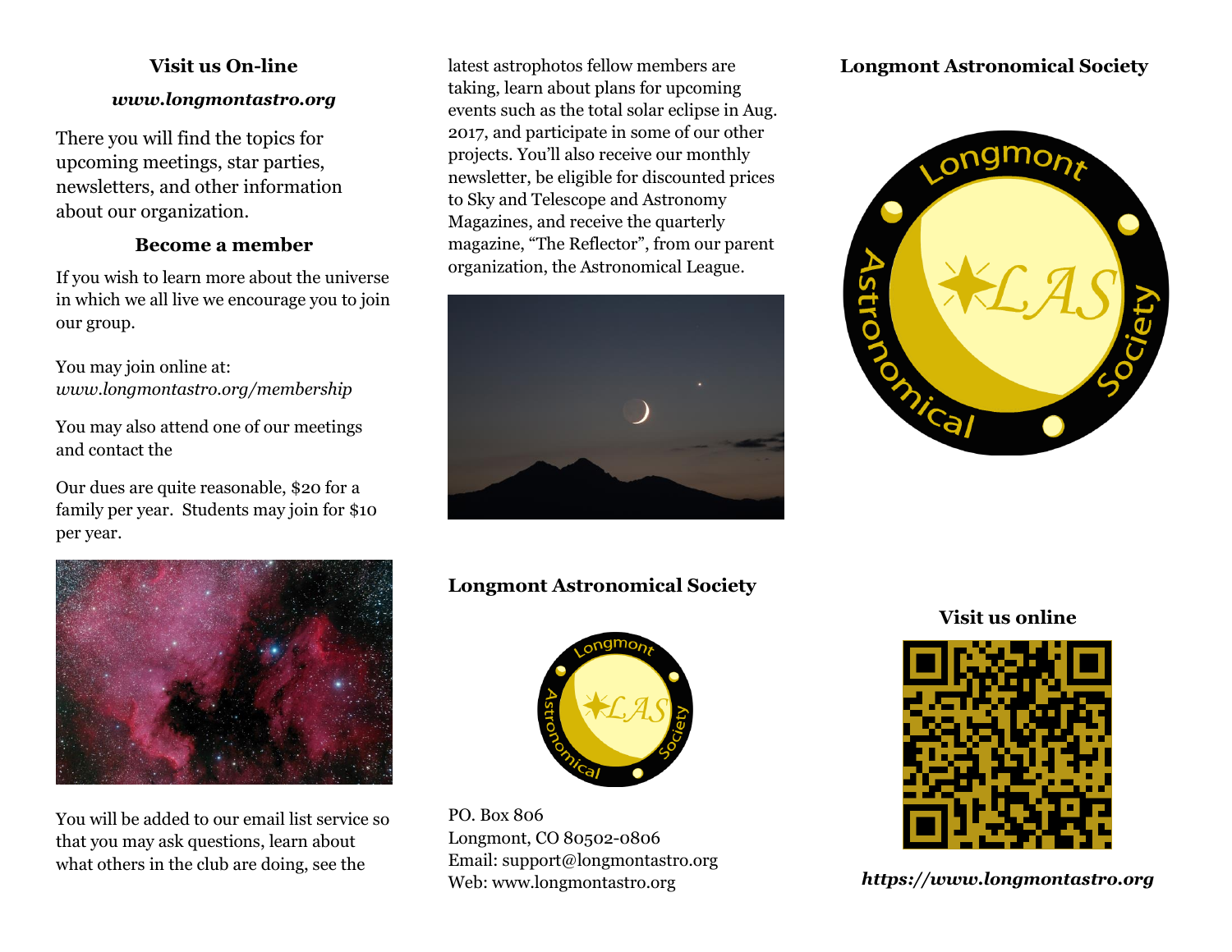### Visit us On-line

***www.longmontastro.org***

There you will find the topics for upcoming meetings, star parties, newsletters, and other information about our organization.

### Become a member

If you wish to learn more about the universe in which we all live we encourage you to join our group.

You may join online at:
*www.longmontastro.org/membership*

You may also attend one of our meetings and contact the

Our dues are quite reasonable, $20 for a family per year. Students may join for $10 per year.

You will be added to our email list service so that you may ask questions, learn about what others in the club are doing, see the latest astrophotos fellow members are taking, learn about plans for upcoming events such as the total solar eclipse in Aug. 2017, and participate in some of our other projects. You'll also receive our monthly newsletter, be eligible for discounted prices to Sky and Telescope and Astronomy Magazines, and receive the quarterly magazine, "The Reflector", from our parent organization, the Astronomical League.

### Longmont Astronomical Society

PO. Box 806
Longmont, CO 80502-0806
Email: support@longmontastro.org
Web: www.longmontastro.org

### Longmont Astronomical Society

### Visit us online

***https://www.longmontastro.org***